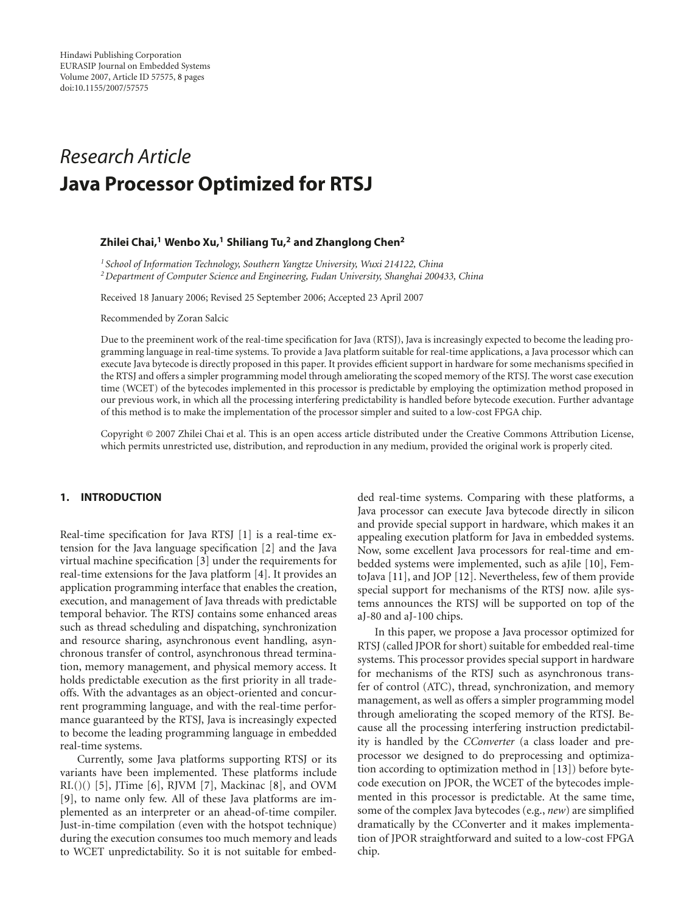Hindawi Publishing Corporation
EURASIP Journal on Embedded Systems
Volume 2007, Article ID 57575, 8 pages
doi:10.1155/2007/57575

*Research Article*

# Java Processor Optimized for RTSJ

**Zhilei Chai,[1] Wenbo Xu,[1] Shiliang Tu,[2] and Zhanglong Chen[2]**

[1] *School of Information Technology, Southern Yangtze University, Wuxi 214122, China*
[2] *Department of Computer Science and Engineering, Fudan University, Shanghai 200433, China*

Received 18 January 2006; Revised 25 September 2006; Accepted 23 April 2007

Recommended by Zoran Salcic

Due to the preeminent work of the real-time specification for Java (RTSJ), Java is increasingly expected to become the leading programming language in real-time systems. To provide a Java platform suitable for real-time applications, a Java processor which can execute Java bytecode is directly proposed in this paper. It provides efficient support in hardware for some mechanisms specified in the RTSJ and offers a simpler programming model through ameliorating the scoped memory of the RTSJ. The worst case execution time (WCET) of the bytecodes implemented in this processor is predictable by employing the optimization method proposed in our previous work, in which all the processing interfering predictability is handled before bytecode execution. Further advantage of this method is to make the implementation of the processor simpler and suited to a low-cost FPGA chip.

Copyright © 2007 Zhilei Chai et al. This is an open access article distributed under the Creative Commons Attribution License, which permits unrestricted use, distribution, and reproduction in any medium, provided the original work is properly cited.

## 1. INTRODUCTION

Real-time specification for Java RTSJ [1] is a real-time extension for the Java language specification [2] and the Java virtual machine specification [3] under the requirements for real-time extensions for the Java platform [4]. It provides an application programming interface that enables the creation, execution, and management of Java threads with predictable temporal behavior. The RTSJ contains some enhanced areas such as thread scheduling and dispatching, synchronization and resource sharing, asynchronous event handling, asynchronous transfer of control, asynchronous thread termination, memory management, and physical memory access. It holds predictable execution as the first priority in all tradeoffs. With the advantages as an object-oriented and concurrent programming language, and with the real-time performance guaranteed by the RTSJ, Java is increasingly expected to become the leading programming language in embedded real-time systems.

Currently, some Java platforms supporting RTSJ or its variants have been implemented. These platforms include RI.()() [5], JTime [6], RJVM [7], Mackinac [8], and OVM [9], to name only few. All of these Java platforms are implemented as an interpreter or an ahead-of-time compiler. Just-in-time compilation (even with the hotspot technique) during the execution consumes too much memory and leads to WCET unpredictability. So it is not suitable for embedded real-time systems. Comparing with these platforms, a Java processor can execute Java bytecode directly in silicon and provide special support in hardware, which makes it an appealing execution platform for Java in embedded systems. Now, some excellent Java processors for real-time and embedded systems were implemented, such as aJile [10], FemtoJava [11], and JOP [12]. Nevertheless, few of them provide special support for mechanisms of the RTSJ now. aJile systems announces the RTSJ will be supported on top of the aJ-80 and aJ-100 chips.

In this paper, we propose a Java processor optimized for RTSJ (called JPOR for short) suitable for embedded real-time systems. This processor provides special support in hardware for mechanisms of the RTSJ such as asynchronous transfer of control (ATC), thread, synchronization, and memory management, as well as offers a simpler programming model through ameliorating the scoped memory of the RTSJ. Because all the processing interfering instruction predictability is handled by the *CConverter* (a class loader and preprocessor we designed to do preprocessing and optimization according to optimization method in [13]) before bytecode execution on JPOR, the WCET of the bytecodes implemented in this processor is predictable. At the same time, some of the complex Java bytecodes (e.g., *new*) are simplified dramatically by the CConverter and it makes implementation of JPOR straightforward and suited to a low-cost FPGA chip.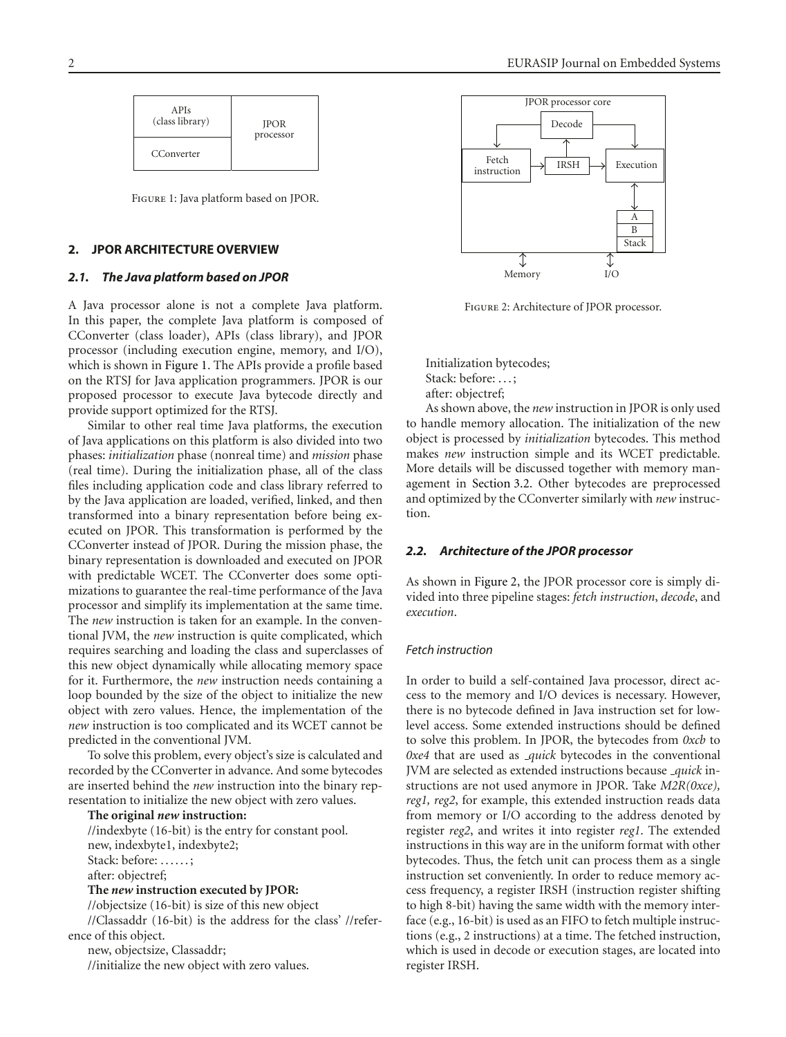Figure 1: Java platform based on JPOR.

## 2. JPOR ARCHITECTURE OVERVIEW

### 2.1. The Java platform based on JPOR

A Java processor alone is not a complete Java platform. In this paper, the complete Java platform is composed of CConverter (class loader), APIs (class library), and JPOR processor (including execution engine, memory, and I/O), which is shown in Figure 1. The APIs provide a profile based on the RTSJ for Java application programmers. JPOR is our proposed processor to execute Java bytecode directly and provide support optimized for the RTSJ.

Similar to other real time Java platforms, the execution of Java applications on this platform is also divided into two phases: *initialization* phase (nonreal time) and *mission* phase (real time). During the initialization phase, all of the class files including application code and class library referred to by the Java application are loaded, verified, linked, and then transformed into a binary representation before being executed on JPOR. This transformation is performed by the CConverter instead of JPOR. During the mission phase, the binary representation is downloaded and executed on JPOR with predictable WCET. The CConverter does some optimizations to guarantee the real-time performance of the Java processor and simplify its implementation at the same time. The *new* instruction is taken for an example. In the conventional JVM, the *new* instruction is quite complicated, which requires searching and loading the class and superclasses of this new object dynamically while allocating memory space for it. Furthermore, the *new* instruction needs containing a loop bounded by the size of the object to initialize the new object with zero values. Hence, the implementation of the *new* instruction is too complicated and its WCET cannot be predicted in the conventional JVM.

To solve this problem, every object's size is calculated and recorded by the CConverter in advance. And some bytecodes are inserted behind the *new* instruction into the binary representation to initialize the new object with zero values.

**The original *new* instruction:**

//indexbyte (16-bit) is the entry for constant pool.
new, indexbyte1, indexbyte2;
Stack: before: ......;
after: objectref;

**The *new* instruction executed by JPOR:**

//objectsize (16-bit) is size of this new object
//Classaddr (16-bit) is the address for the class' //reference of this object.
new, objectsize, Classaddr;
//initialize the new object with zero values.
Initialization bytecodes;
Stack: before: ...;
after: objectref;

As shown above, the *new* instruction in JPOR is only used to handle memory allocation. The initialization of the new object is processed by *initialization* bytecodes. This method makes *new* instruction simple and its WCET predictable. More details will be discussed together with memory management in Section 3.2. Other bytecodes are preprocessed and optimized by the CConverter similarly with *new* instruction.

Figure 2: Architecture of JPOR processor.

### 2.2. Architecture of the JPOR processor

As shown in Figure 2, the JPOR processor core is simply divided into three pipeline stages: *fetch instruction*, *decode*, and *execution*.

#### Fetch instruction

In order to build a self-contained Java processor, direct access to the memory and I/O devices is necessary. However, there is no bytecode defined in Java instruction set for low-level access. Some extended instructions should be defined to solve this problem. In JPOR, the bytecodes from *0xcb* to *0xe4* that are used as *_quick* bytecodes in the conventional JVM are selected as extended instructions because *_quick* instructions are not used anymore in JPOR. Take *M2R(0xce), reg1, reg2*, for example, this extended instruction reads data from memory or I/O according to the address denoted by register *reg2*, and writes it into register *reg1*. The extended instructions in this way are in the uniform format with other bytecodes. Thus, the fetch unit can process them as a single instruction set conveniently. In order to reduce memory access frequency, a register IRSH (instruction register shifting to high 8-bit) having the same width with the memory interface (e.g., 16-bit) is used as an FIFO to fetch multiple instructions (e.g., 2 instructions) at a time. The fetched instruction, which is used in decode or execution stages, are located into register IRSH.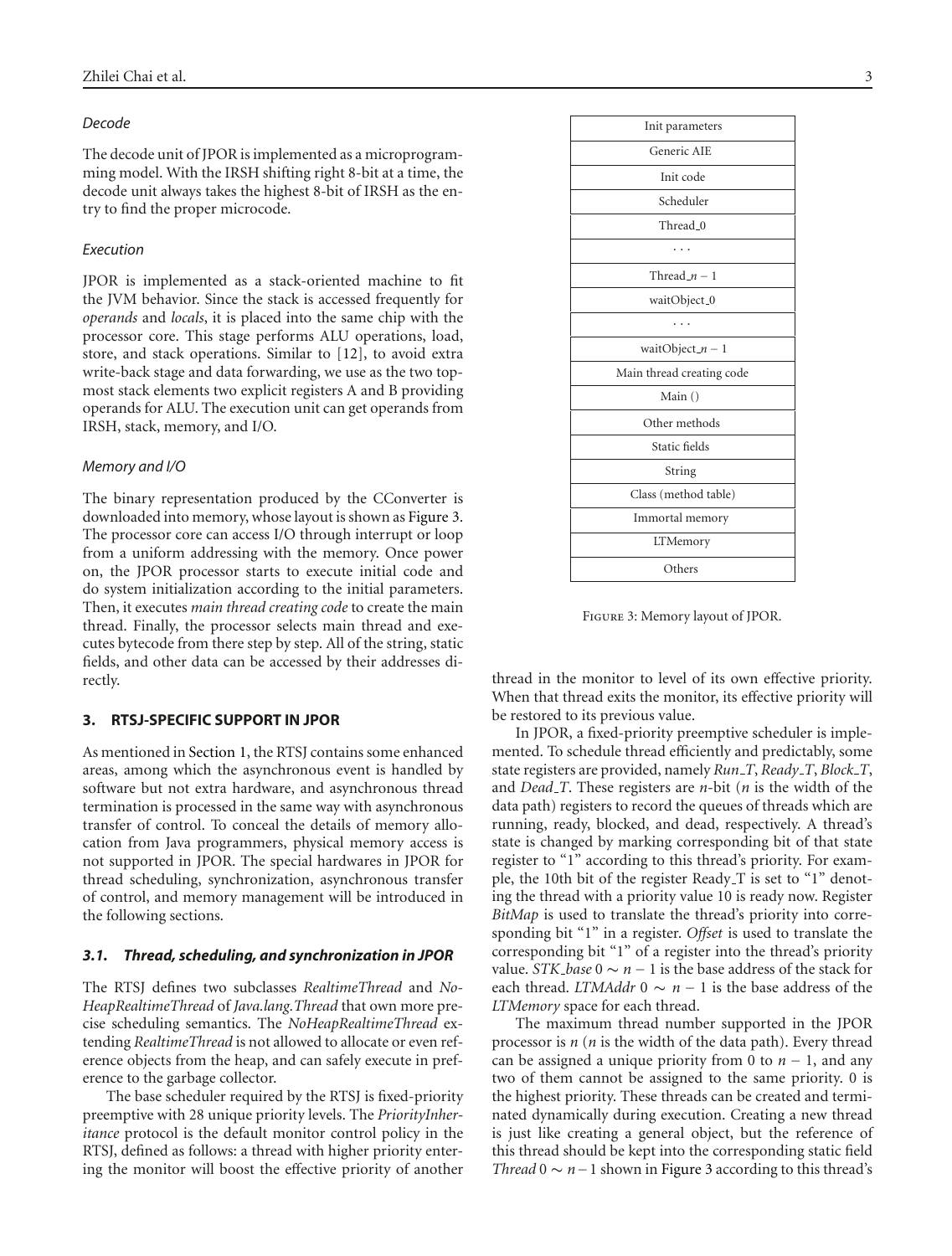*Decode*

The decode unit of JPOR is implemented as a microprogramming model. With the IRSH shifting right 8-bit at a time, the decode unit always takes the highest 8-bit of IRSH as the entry to find the proper microcode.

*Execution*

JPOR is implemented as a stack-oriented machine to fit the JVM behavior. Since the stack is accessed frequently for *operands* and *locals*, it is placed into the same chip with the processor core. This stage performs ALU operations, load, store, and stack operations. Similar to [12], to avoid extra write-back stage and data forwarding, we use as the two topmost stack elements two explicit registers A and B providing operands for ALU. The execution unit can get operands from IRSH, stack, memory, and I/O.

*Memory and I/O*

The binary representation produced by the CConverter is downloaded into memory, whose layout is shown as Figure 3. The processor core can access I/O through interrupt or loop from a uniform addressing with the memory. Once power on, the JPOR processor starts to execute initial code and do system initialization according to the initial parameters. Then, it executes *main thread creating code* to create the main thread. Finally, the processor selects main thread and executes bytecode from there step by step. All of the string, static fields, and other data can be accessed by their addresses directly.

| Init parameters |
|---|
| Generic AIE |
| Init code |
| Scheduler |
| Thread_0 |
| ... |
| Thread_$n-1$ |
| waitObject_0 |
| ... |
| waitObject_$n-1$ |
| Main thread creating code |
| Main () |
| Other methods |
| Static fields |
| String |
| Class (method table) |
| Immortal memory |
| LTMemory |
| Others |

Figure 3: Memory layout of JPOR.

## 3. RTSJ-SPECIFIC SUPPORT IN JPOR

As mentioned in Section 1, the RTSJ contains some enhanced areas, among which the asynchronous event is handled by software but not extra hardware, and asynchronous thread termination is processed in the same way with asynchronous transfer of control. To conceal the details of memory allocation from Java programmers, physical memory access is not supported in JPOR. The special hardwares in JPOR for thread scheduling, synchronization, asynchronous transfer of control, and memory management will be introduced in the following sections.

### 3.1. Thread, scheduling, and synchronization in JPOR

The RTSJ defines two subclasses *RealtimeThread* and *NoHeapRealtimeThread* of *Java.lang.Thread* that own more precise scheduling semantics. The *NoHeapRealtimeThread* extending *RealtimeThread* is not allowed to allocate or even reference objects from the heap, and can safely execute in preference to the garbage collector.

The base scheduler required by the RTSJ is fixed-priority preemptive with 28 unique priority levels. The *PriorityInheritance* protocol is the default monitor control policy in the RTSJ, defined as follows: a thread with higher priority entering the monitor will boost the effective priority of another thread in the monitor to level of its own effective priority. When that thread exits the monitor, its effective priority will be restored to its previous value.

In JPOR, a fixed-priority preemptive scheduler is implemented. To schedule thread efficiently and predictably, some state registers are provided, namely *Run_T*, *Ready_T*, *Block_T*, and *Dead_T*. These registers are $n$-bit ($n$ is the width of the data path) registers to record the queues of threads which are running, ready, blocked, and dead, respectively. A thread's state is changed by marking corresponding bit of that state register to "1" according to this thread's priority. For example, the 10th bit of the register Ready_T is set to "1" denoting the thread with a priority value 10 is ready now. Register *BitMap* is used to translate the thread's priority into corresponding bit "1" in a register. *Offset* is used to translate the corresponding bit "1" of a register into the thread's priority value. *STK_base* $0 \sim n-1$ is the base address of the stack for each thread. *LTMAddr* $0 \sim n-1$ is the base address of the *LTMemory* space for each thread.

The maximum thread number supported in the JPOR processor is $n$ ($n$ is the width of the data path). Every thread can be assigned a unique priority from 0 to $n-1$, and any two of them cannot be assigned to the same priority. 0 is the highest priority. These threads can be created and terminated dynamically during execution. Creating a new thread is just like creating a general object, but the reference of this thread should be kept into the corresponding static field *Thread* $0 \sim n-1$ shown in Figure 3 according to this thread's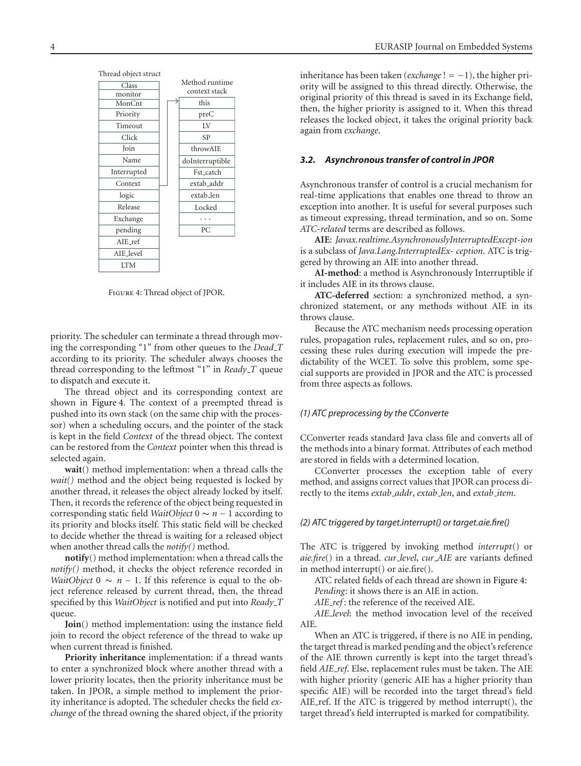Thread object struct

Class
monitor
MonCnt
Priority
Timeout
Click
Join
Name
Interrupted
Context
logic
Release
Exchange
pending
AIE_ref
AIE_level
LTM

Method runtime context stack

this
preC
LV
SP
throwAIE
doInterruptible
Fst_catch
extab_addr
extab_len
Locked
· · ·
PC

Figure 4: Thread object of JPOR.

priority. The scheduler can terminate a thread through moving the corresponding "1" from other queues to the *Dead_T* according to its priority. The scheduler always chooses the thread corresponding to the leftmost "1" in *Ready_T* queue to dispatch and execute it.

The thread object and its corresponding context are shown in Figure 4. The context of a preempted thread is pushed into its own stack (on the same chip with the processor) when a scheduling occurs, and the pointer of the stack is kept in the field *Context* of the thread object. The context can be restored from the *Context* pointer when this thread is selected again.

**wait**() method implementation: when a thread calls the *wait()* method and the object being requested is locked by another thread, it releases the object already locked by itself. Then, it records the reference of the object being requested in corresponding static field *WaitObject* $0 \sim n - 1$ according to its priority and blocks itself. This static field will be checked to decide whether the thread is waiting for a released object when another thread calls the *notify()* method.

**notify**() method implementation: when a thread calls the *notify()* method, it checks the object reference recorded in *WaitObject* $0 \sim n - 1$. If this reference is equal to the object reference released by current thread, then, the thread specified by this *WaitObject* is notified and put into *Ready_T* queue.

**Join**() method implementation: using the instance field join to record the object reference of the thread to wake up when current thread is finished.

**Priority inheritance** implementation: if a thread wants to enter a synchronized block where another thread with a lower priority locates, then the priority inheritance must be taken. In JPOR, a simple method to implement the priority inheritance is adopted. The scheduler checks the field *exchange* of the thread owning the shared object, if the priority inheritance has been taken (*exchange* ! = −1), the higher priority will be assigned to this thread directly. Otherwise, the original priority of this thread is saved in its Exchange field, then, the higher priority is assigned to it. When this thread releases the locked object, it takes the original priority back again from *exchange*.

### *3.2. Asynchronous transfer of control in JPOR*

Asynchronous transfer of control is a crucial mechanism for real-time applications that enables one thread to throw an exception into another. It is useful for several purposes such as timeout expressing, thread termination, and so on. Some *ATC-related* terms are described as follows.

**AIE**: *Javax.realtime.AsynchronouslyInterruptedExcept-ion* is a subclass of *Java.Lang.InterruptedEx- ception*. ATC is triggered by throwing an AIE into another thread.

**AI-method**: a method is Asynchronously Interruptible if it includes AIE in its throws clause.

**ATC-deferred** section: a synchronized method, a synchronized statement, or any methods without AIE in its throws clause.

Because the ATC mechanism needs processing operation rules, propagation rules, replacement rules, and so on, processing these rules during execution will impede the predictability of the WCET. To solve this problem, some special supports are provided in JPOR and the ATC is processed from three aspects as follows.

#### *(1) ATC preprocessing by the CConverte*

CConverter reads standard Java class file and converts all of the methods into a binary format. Attributes of each method are stored in fields with a determined location.

CConverter processes the exception table of every method, and assigns correct values that JPOR can process directly to the items *extab_addr*, *extab_len*, and *extab_item*.

#### *(2) ATC triggered by target.interrupt() or target.aie.fire()*

The ATC is triggered by invoking method *interrupt*() or *aie.fire*() in a thread. *cur_level*, *cur_AIE* are variants defined in method interrupt() or aie.fire().

ATC related fields of each thread are shown in Figure 4:

*Pending*: it shows there is an AIE in action.

*AIE_ref*: the reference of the received AIE.

*AIE_level*: the method invocation level of the received AIE.

When an ATC is triggered, if there is no AIE in pending, the target thread is marked pending and the object's reference of the AIE thrown currently is kept into the target thread's field *AIE_ref*. Else, replacement rules must be taken. The AIE with higher priority (generic AIE has a higher priority than specific AIE) will be recorded into the target thread's field AIE_ref. If the ATC is triggered by method interrupt(), the target thread's field interrupted is marked for compatibility.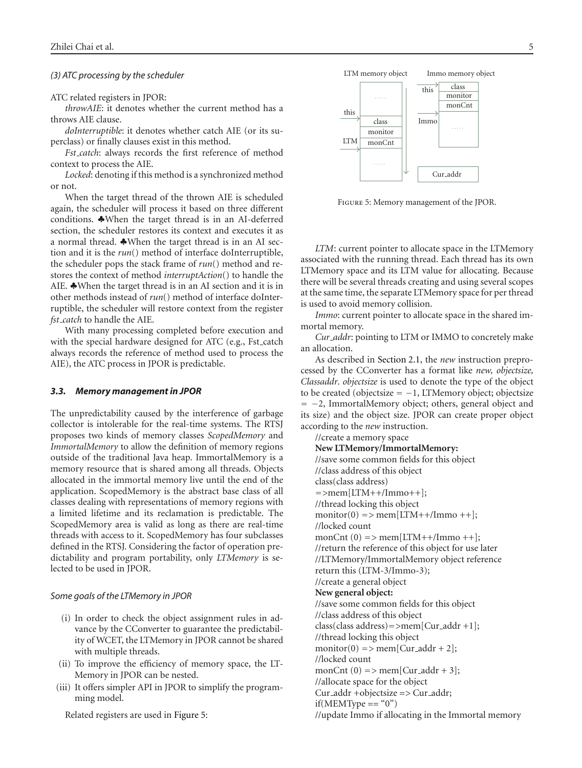*(3) ATC processing by the scheduler*

ATC related registers in JPOR:

*throwAIE*: it denotes whether the current method has a throws AIE clause.

*doInterruptible*: it denotes whether catch AIE (or its superclass) or finally clauses exist in this method.

*Fst_catch*: always records the first reference of method context to process the AIE.

*Locked*: denoting if this method is a synchronized method or not.

When the target thread of the thrown AIE is scheduled again, the scheduler will process it based on three different conditions. ♣When the target thread is in an AI-deferred section, the scheduler restores its context and executes it as a normal thread. ♣When the target thread is in an AI section and it is the *run*() method of interface doInterruptible, the scheduler pops the stack frame of *run*() method and restores the context of method *interruptAction*() to handle the AIE. ♣When the target thread is in an AI section and it is in other methods instead of *run*() method of interface doInterruptible, the scheduler will restore context from the register *fst_catch* to handle the AIE.

With many processing completed before execution and with the special hardware designed for ATC (e.g., Fst_catch always records the reference of method used to process the AIE), the ATC process in JPOR is predictable.

### *3.3. Memory management in JPOR*

The unpredictability caused by the interference of garbage collector is intolerable for the real-time systems. The RTSJ proposes two kinds of memory classes *ScopedMemory* and *ImmortalMemory* to allow the definition of memory regions outside of the traditional Java heap. ImmortalMemory is a memory resource that is shared among all threads. Objects allocated in the immortal memory live until the end of the application. ScopedMemory is the abstract base class of all classes dealing with representations of memory regions with a limited lifetime and its reclamation is predictable. The ScopedMemory area is valid as long as there are real-time threads with access to it. ScopedMemory has four subclasses defined in the RTSJ. Considering the factor of operation predictability and program portability, only *LTMemory* is selected to be used in JPOR.

*Some goals of the LTMemory in JPOR*

(i) In order to check the object assignment rules in advance by the CConverter to guarantee the predictability of WCET, the LTMemory in JPOR cannot be shared with multiple threads.

(ii) To improve the efficiency of memory space, the LTMemory in JPOR can be nested.

(iii) It offers simpler API in JPOR to simplify the programming model.

Related registers are used in Figure 5:

Figure 5: Memory management of the JPOR.

*LTM*: current pointer to allocate space in the LTMemory associated with the running thread. Each thread has its own LTMemory space and its LTM value for allocating. Because there will be several threads creating and using several scopes at the same time, the separate LTMemory space for per thread is used to avoid memory collision.

*Immo*: current pointer to allocate space in the shared immortal memory.

*Cur_addr*: pointing to LTM or IMMO to concretely make an allocation.

As described in Section 2.1, the *new* instruction preprocessed by the CConverter has a format like *new, objectsize, Classaddr*. *objectsize* is used to denote the type of the object to be created (objectsize = −1, LTMemory object; objectsize = −2, ImmortalMemory object; others, general object and its size) and the object size. JPOR can create proper object according to the *new* instruction.

```
//create a memory space
New LTMemory/ImmortalMemory:
//save some common fields for this object
//class address of this object
class(class address)
=>mem[LTM++/Immo++];
//thread locking this object
monitor(0) => mem[LTM++/Immo ++];
//locked count
monCnt (0) => mem[LTM++/Immo ++];
//return the reference of this object for use later
//LTMemory/ImmortalMemory object reference
return this (LTM-3/Immo-3);
//create a general object
New general object:
//save some common fields for this object
//class address of this object
class(class address)=>mem[Cur_addr +1];
//thread locking this object
monitor(0) => mem[Cur_addr + 2];
//locked count
monCnt (0) => mem[Cur_addr + 3];
//allocate space for the object
Cur_addr +objectsize => Cur_addr;
if(MEMType == "0")
//update Immo if allocating in the Immortal memory
```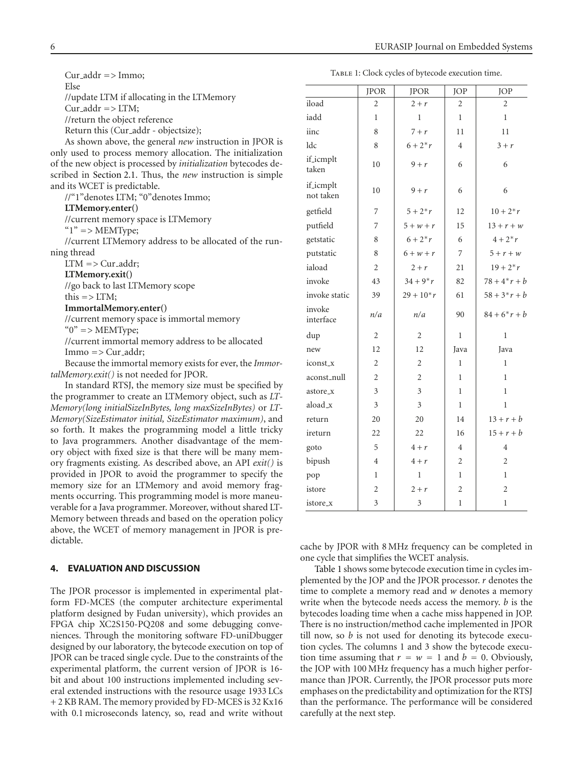Cur_addr => Immo;

Else

//update LTM if allocating in the LTMemory

Cur_addr => LTM;

//return the object reference

Return this (Cur_addr - objectsize);

As shown above, the general *new* instruction in JPOR is only used to process memory allocation. The initialization of the new object is processed by *initialization* bytecodes described in Section 2.1. Thus, the *new* instruction is simple and its WCET is predictable.

//"1"denotes LTM; "0"denotes Immo;

**LTMemory.enter()**

//current memory space is LTMemory

"1" => MEMType;

//current LTMemory address to be allocated of the running thread

LTM => Cur_addr;

**LTMemory.exit()**

//go back to last LTMemory scope

this => LTM;

**ImmortalMemory.enter()**

//current memory space is immortal memory

"0" => MEMType;

//current immortal memory address to be allocated

Immo => Cur_addr;

Because the immortal memory exists for ever, the *ImmortalMemory.exit()* is not needed for JPOR.

In standard RTSJ, the memory size must be specified by the programmer to create an LTMemory object, such as *LTMemory(long initialSizeInBytes, long maxSizeInBytes)* or *LTMemory(SizeEstimator initial, SizeEstimator maximum)*, and so forth. It makes the programming model a little tricky to Java programmers. Another disadvantage of the memory object with fixed size is that there will be many memory fragments existing. As described above, an API *exit()* is provided in JPOR to avoid the programmer to specify the memory size for an LTMemory and avoid memory fragments occurring. This programming model is more maneuverable for a Java programmer. Moreover, without shared LTMemory between threads and based on the operation policy above, the WCET of memory management in JPOR is predictable.

## 4. EVALUATION AND DISCUSSION

The JPOR processor is implemented in experimental platform FD-MCES (the computer architecture experimental platform designed by Fudan university), which provides an FPGA chip XC2S150-PQ208 and some debugging conveniences. Through the monitoring software FD-uniDbugger designed by our laboratory, the bytecode execution on top of JPOR can be traced single cycle. Due to the constraints of the experimental platform, the current version of JPOR is 16-bit and about 100 instructions implemented including several extended instructions with the resource usage 1933 LCs + 2 KB RAM. The memory provided by FD-MCES is 32 Kx16 with 0.1 microseconds latency, so, read and write without cache by JPOR with 8 MHz frequency can be completed in one cycle that simplifies the WCET analysis.

Table 1: Clock cycles of bytecode execution time.

| | JPOR | JPOR | JOP | JOP |
|---|---|---|---|---|
| iload | 2 | $2 + r$ | 2 | 2 |
| iadd | 1 | 1 | 1 | 1 |
| iinc | 8 | $7 + r$ | 11 | 11 |
| ldc | 8 | $6 + 2^*r$ | 4 | $3 + r$ |
| if_icmplt taken | 10 | $9 + r$ | 6 | 6 |
| if_icmplt not taken | 10 | $9 + r$ | 6 | 6 |
| getfield | 7 | $5 + 2^*r$ | 12 | $10 + 2^*r$ |
| putfield | 7 | $5 + w + r$ | 15 | $13 + r + w$ |
| getstatic | 8 | $6 + 2^*r$ | 6 | $4 + 2^*r$ |
| putstatic | 8 | $6 + w + r$ | 7 | $5 + r + w$ |
| iaload | 2 | $2 + r$ | 21 | $19 + 2^*r$ |
| invoke | 43 | $34 + 9^*r$ | 82 | $78 + 4^*r + b$ |
| invoke static | 39 | $29 + 10^*r$ | 61 | $58 + 3^*r + b$ |
| invoke interface | n/a | n/a | 90 | $84 + 6^*r + b$ |
| dup | 2 | 2 | 1 | 1 |
| new | 12 | 12 | Java | Java |
| iconst_x | 2 | 2 | 1 | 1 |
| aconst_null | 2 | 2 | 1 | 1 |
| astore_x | 3 | 3 | 1 | 1 |
| aload_x | 3 | 3 | 1 | 1 |
| return | 20 | 20 | 14 | $13 + r + b$ |
| ireturn | 22 | 22 | 16 | $15 + r + b$ |
| goto | 5 | $4 + r$ | 4 | 4 |
| bipush | 4 | $4 + r$ | 2 | 2 |
| pop | 1 | 1 | 1 | 1 |
| istore | 2 | $2 + r$ | 2 | 2 |
| istore_x | 3 | 3 | 1 | 1 |

Table 1 shows some bytecode execution time in cycles implemented by the JOP and the JPOR processor. $r$ denotes the time to complete a memory read and $w$ denotes a memory write when the bytecode needs access the memory. $b$ is the bytecodes loading time when a cache miss happened in JOP. There is no instruction/method cache implemented in JPOR till now, so $b$ is not used for denoting its bytecode execution cycles. The columns 1 and 3 show the bytecode execution time assuming that $r = w = 1$ and $b = 0$. Obviously, the JOP with 100 MHz frequency has a much higher performance than JPOR. Currently, the JPOR processor puts more emphases on the predictability and optimization for the RTSJ than the performance. The performance will be considered carefully at the next step.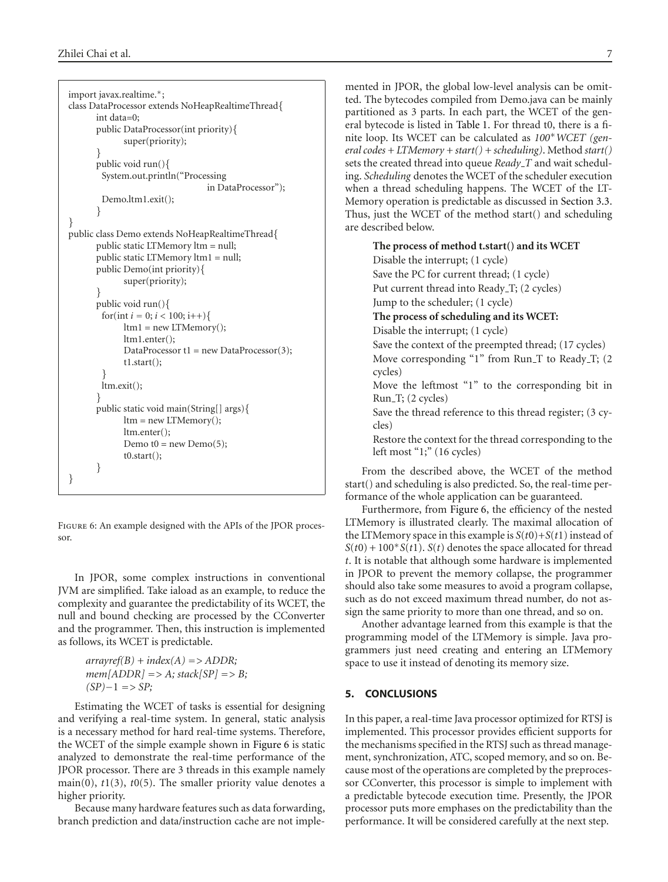```
import javax.realtime.*;
class DataProcessor extends NoHeapRealtimeThread{
        int data=0;
        public DataProcessor(int priority){
                super(priority);
        }
        public void run(){
          System.out.println("Processing
                                        in DataProcessor");
          Demo.ltm1.exit();
        }
}
public class Demo extends NoHeapRealtimeThread{
        public static LTMemory ltm = null;
        public static LTMemory ltm1 = null;
        public Demo(int priority){
                super(priority);
        }
        public void run(){
          for(int i = 0; i < 100; i++){
                ltm1 = new LTMemory();
                ltm1.enter();
                DataProcessor t1 = new DataProcessor(3);
                t1.start();
          }
          ltm.exit();
        }
        public static void main(String[] args){
                ltm = new LTMemory();
                ltm.enter();
                Demo t0 = new Demo(5);
                t0.start();
        }
}
```

Figure 6: An example designed with the APIs of the JPOR processor.

In JPOR, some complex instructions in conventional JVM are simplified. Take iaload as an example, to reduce the complexity and guarantee the predictability of its WCET, the null and bound checking are processed by the CConverter and the programmer. Then, this instruction is implemented as follows, its WCET is predictable.

*arrayref(B) + index(A) => ADDR;*
*mem[ADDR] => A; stack[SP] => B;*
*(SP)−1 => SP;*

Estimating the WCET of tasks is essential for designing and verifying a real-time system. In general, static analysis is a necessary method for hard real-time systems. Therefore, the WCET of the simple example shown in Figure 6 is static analyzed to demonstrate the real-time performance of the JPOR processor. There are 3 threads in this example namely main(0), $t1(3)$, $t0(5)$. The smaller priority value denotes a higher priority.

Because many hardware features such as data forwarding, branch prediction and data/instruction cache are not implemented in JPOR, the global low-level analysis can be omitted. The bytecodes compiled from Demo.java can be mainly partitioned as 3 parts. In each part, the WCET of the general bytecode is listed in Table 1. For thread t0, there is a finite loop. Its WCET can be calculated as *100\*WCET (general codes + LTMemory + start() + scheduling)*. Method *start()* sets the created thread into queue *Ready_T* and wait scheduling. *Scheduling* denotes the WCET of the scheduler execution when a thread scheduling happens. The WCET of the LTMemory operation is predictable as discussed in Section 3.3. Thus, just the WCET of the method start() and scheduling are described below.

**The process of method t.start() and its WCET**

Disable the interrupt; (1 cycle)

Save the PC for current thread; (1 cycle)

Put current thread into Ready_T; (2 cycles)

Jump to the scheduler; (1 cycle)

**The process of scheduling and its WCET:**

Disable the interrupt; (1 cycle)

Save the context of the preempted thread; (17 cycles)

Move corresponding "1" from Run_T to Ready_T; (2 cycles)

Move the leftmost "1" to the corresponding bit in Run_T; (2 cycles)

Save the thread reference to this thread register; (3 cycles)

Restore the context for the thread corresponding to the left most "1;" (16 cycles)

From the described above, the WCET of the method start() and scheduling is also predicted. So, the real-time performance of the whole application can be guaranteed.

Furthermore, from Figure 6, the efficiency of the nested LTMemory is illustrated clearly. The maximal allocation of the LTMemory space in this example is $S(t0)+S(t1)$ instead of $S(t0) + 100*S(t1)$. $S(t)$ denotes the space allocated for thread $t$. It is notable that although some hardware is implemented in JPOR to prevent the memory collapse, the programmer should also take some measures to avoid a program collapse, such as do not exceed maximum thread number, do not assign the same priority to more than one thread, and so on.

Another advantage learned from this example is that the programming model of the LTMemory is simple. Java programmers just need creating and entering an LTMemory space to use it instead of denoting its memory size.

## 5. CONCLUSIONS

In this paper, a real-time Java processor optimized for RTSJ is implemented. This processor provides efficient supports for the mechanisms specified in the RTSJ such as thread management, synchronization, ATC, scoped memory, and so on. Because most of the operations are completed by the preprocessor CConverter, this processor is simple to implement with a predictable bytecode execution time. Presently, the JPOR processor puts more emphases on the predictability than the performance. It will be considered carefully at the next step.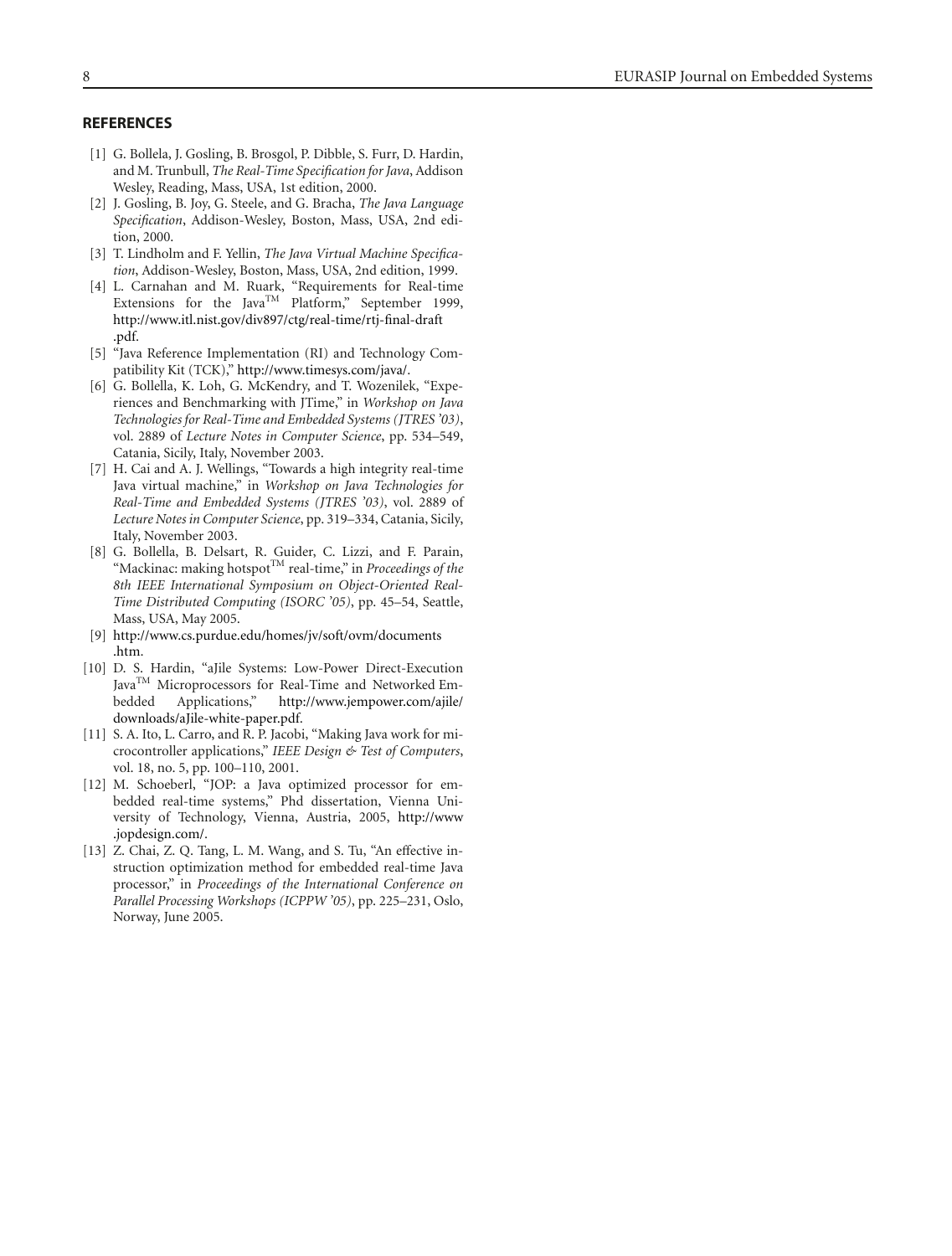## REFERENCES

[1] G. Bollela, J. Gosling, B. Brosgol, P. Dibble, S. Furr, D. Hardin, and M. Trunbull, *The Real-Time Specification for Java*, Addison Wesley, Reading, Mass, USA, 1st edition, 2000.

[2] J. Gosling, B. Joy, G. Steele, and G. Bracha, *The Java Language Specification*, Addison-Wesley, Boston, Mass, USA, 2nd edition, 2000.

[3] T. Lindholm and F. Yellin, *The Java Virtual Machine Specification*, Addison-Wesley, Boston, Mass, USA, 2nd edition, 1999.

[4] L. Carnahan and M. Ruark, "Requirements for Real-time Extensions for the Java™ Platform," September 1999, http://www.itl.nist.gov/div897/ctg/real-time/rtj-final-draft.pdf.

[5] "Java Reference Implementation (RI) and Technology Compatibility Kit (TCK)," http://www.timesys.com/java/.

[6] G. Bollella, K. Loh, G. McKendry, and T. Wozenilek, "Experiences and Benchmarking with JTime," in *Workshop on Java Technologies for Real-Time and Embedded Systems (JTRES '03)*, vol. 2889 of *Lecture Notes in Computer Science*, pp. 534–549, Catania, Sicily, Italy, November 2003.

[7] H. Cai and A. J. Wellings, "Towards a high integrity real-time Java virtual machine," in *Workshop on Java Technologies for Real-Time and Embedded Systems (JTRES '03)*, vol. 2889 of *Lecture Notes in Computer Science*, pp. 319–334, Catania, Sicily, Italy, November 2003.

[8] G. Bollella, B. Delsart, R. Guider, C. Lizzi, and F. Parain, "Mackinac: making hotspot™ real-time," in *Proceedings of the 8th IEEE International Symposium on Object-Oriented Real-Time Distributed Computing (ISORC '05)*, pp. 45–54, Seattle, Mass, USA, May 2005.

[9] http://www.cs.purdue.edu/homes/jv/soft/ovm/documents.htm.

[10] D. S. Hardin, "aJile Systems: Low-Power Direct-Execution Java™ Microprocessors for Real-Time and Networked Embedded Applications," http://www.jempower.com/ajile/downloads/aJile-white-paper.pdf.

[11] S. A. Ito, L. Carro, and R. P. Jacobi, "Making Java work for microcontroller applications," *IEEE Design & Test of Computers*, vol. 18, no. 5, pp. 100–110, 2001.

[12] M. Schoeberl, "JOP: a Java optimized processor for embedded real-time systems," Phd dissertation, Vienna University of Technology, Vienna, Austria, 2005, http://www.jopdesign.com/.

[13] Z. Chai, Z. Q. Tang, L. M. Wang, and S. Tu, "An effective instruction optimization method for embedded real-time Java processor," in *Proceedings of the International Conference on Parallel Processing Workshops (ICPPW '05)*, pp. 225–231, Oslo, Norway, June 2005.